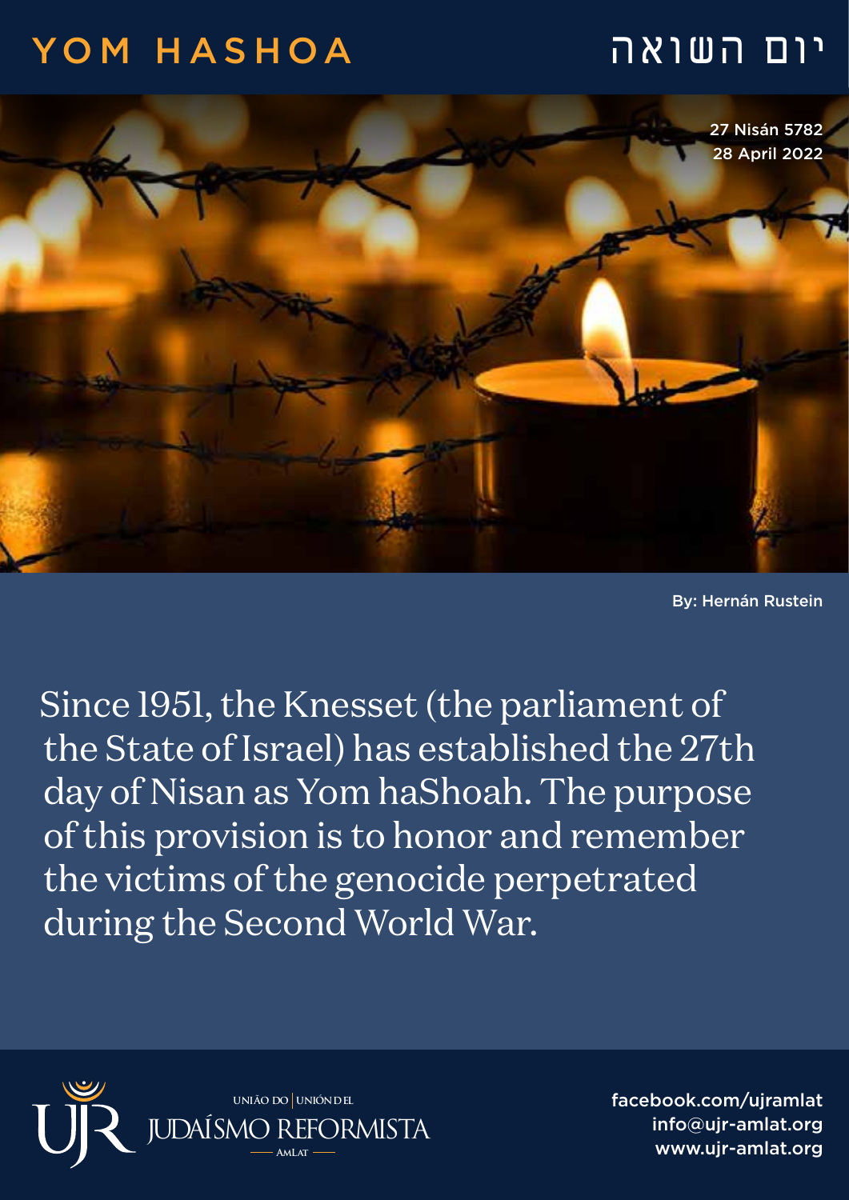# YOM HASHOA

# יום השואה

27 Nisán 5782
28 April 2022

By: Hernán Rustein

Since 1951, the Knesset (the parliament of the State of Israel) has established the 27th day of Nisan as Yom haShoah. The purpose of this provision is to honor and remember the victims of the genocide perpetrated during the Second World War.

UNIÃO DO | UNIÓN DEL
JUDAÍSMO REFORMISTA
AMLAT

facebook.com/ujramlat
info@ujr-amlat.org
www.ujr-amlat.org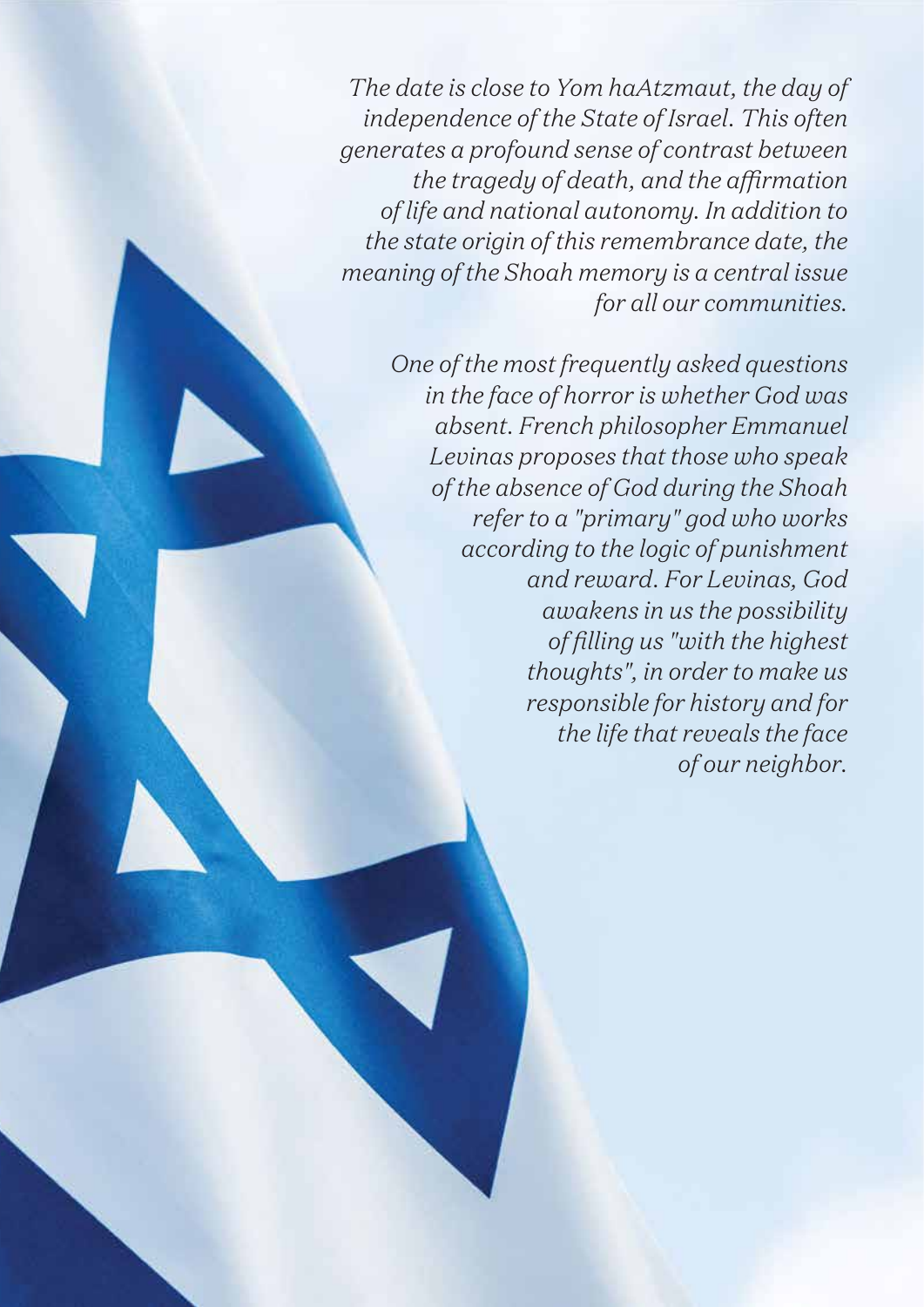*The date is close to Yom haAtzmaut, the day of independence of the State of Israel. This often generates a profound sense of contrast between the tragedy of death, and the affirmation of life and national autonomy. In addition to the state origin of this remembrance date, the meaning of the Shoah memory is a central issue for all our communities.*

*One of the most frequently asked questions in the face of horror is whether God was absent. French philosopher Emmanuel Levinas proposes that those who speak of the absence of God during the Shoah refer to a "primary" god who works according to the logic of punishment and reward. For Levinas, God awakens in us the possibility of filling us "with the highest thoughts", in order to make us responsible for history and for the life that reveals the face of our neighbor.*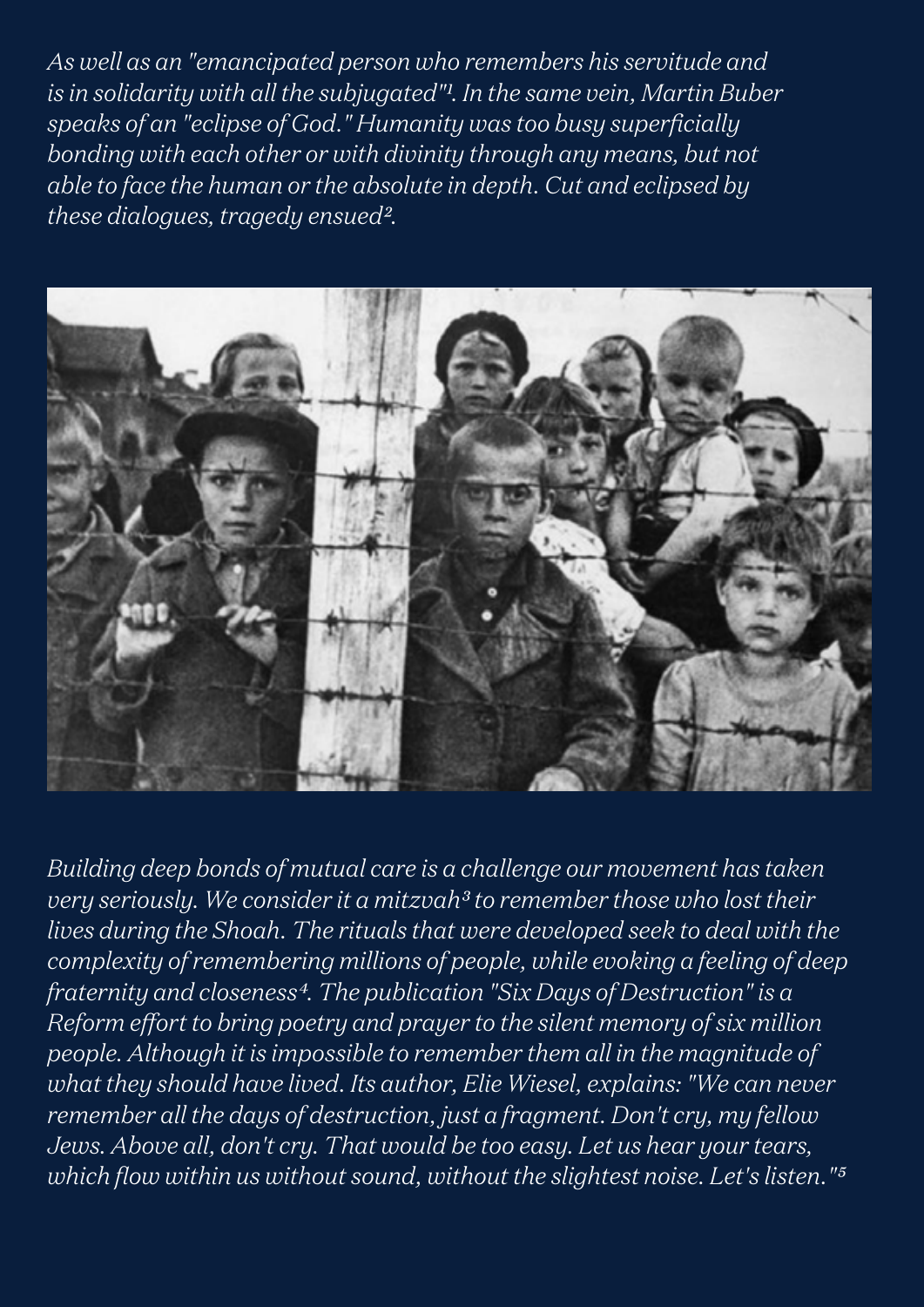*As well as an "emancipated person who remembers his servitude and is in solidarity with all the subjugated"[1]. In the same vein, Martin Buber speaks of an "eclipse of God." Humanity was too busy superficially bonding with each other or with divinity through any means, but not able to face the human or the absolute in depth. Cut and eclipsed by these dialogues, tragedy ensued[2].*

*Building deep bonds of mutual care is a challenge our movement has taken very seriously. We consider it a mitzvah[3] to remember those who lost their lives during the Shoah. The rituals that were developed seek to deal with the complexity of remembering millions of people, while evoking a feeling of deep fraternity and closeness[4]. The publication "Six Days of Destruction" is a Reform effort to bring poetry and prayer to the silent memory of six million people. Although it is impossible to remember them all in the magnitude of what they should have lived. Its author, Elie Wiesel, explains: "We can never remember all the days of destruction, just a fragment. Don't cry, my fellow Jews. Above all, don't cry. That would be too easy. Let us hear your tears, which flow within us without sound, without the slightest noise. Let's listen."[5]*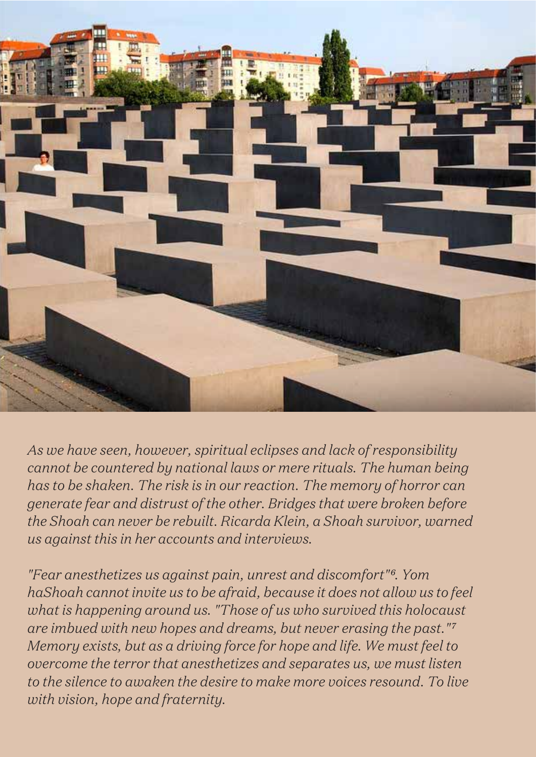*As we have seen, however, spiritual eclipses and lack of responsibility cannot be countered by national laws or mere rituals. The human being has to be shaken. The risk is in our reaction. The memory of horror can generate fear and distrust of the other. Bridges that were broken before the Shoah can never be rebuilt. Ricarda Klein, a Shoah survivor, warned us against this in her accounts and interviews.*

*"Fear anesthetizes us against pain, unrest and discomfort"[6]. Yom haShoah cannot invite us to be afraid, because it does not allow us to feel what is happening around us. "Those of us who survived this holocaust are imbued with new hopes and dreams, but never erasing the past."[7] Memory exists, but as a driving force for hope and life. We must feel to overcome the terror that anesthetizes and separates us, we must listen to the silence to awaken the desire to make more voices resound. To live with vision, hope and fraternity.*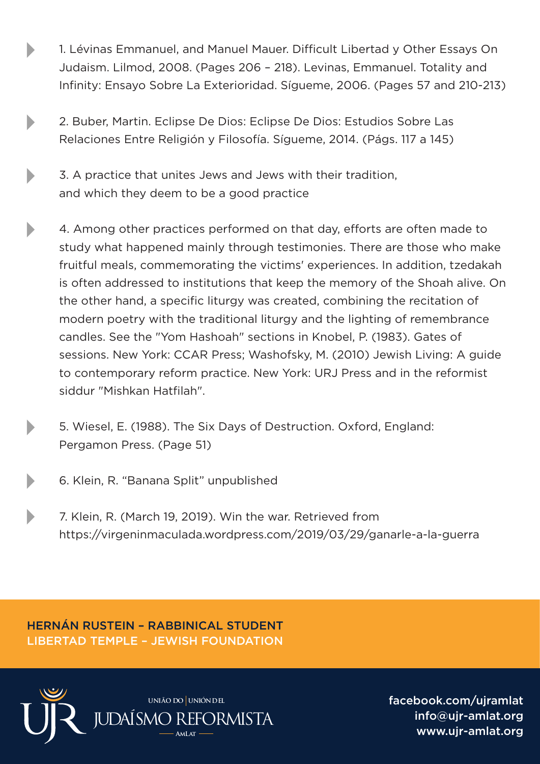1. Lévinas Emmanuel, and Manuel Mauer. Difficult Libertad y Other Essays On Judaism. Lilmod, 2008. (Pages 206 – 218). Levinas, Emmanuel. Totality and Infinity: Ensayo Sobre La Exterioridad. Sígueme, 2006. (Pages 57 and 210-213)

2. Buber, Martin. Eclipse De Dios: Eclipse De Dios: Estudios Sobre Las Relaciones Entre Religión y Filosofía. Sígueme, 2014. (Págs. 117 a 145)

3. A practice that unites Jews and Jews with their tradition, and which they deem to be a good practice

4. Among other practices performed on that day, efforts are often made to study what happened mainly through testimonies. There are those who make fruitful meals, commemorating the victims' experiences. In addition, tzedakah is often addressed to institutions that keep the memory of the Shoah alive. On the other hand, a specific liturgy was created, combining the recitation of modern poetry with the traditional liturgy and the lighting of remembrance candles. See the "Yom Hashoah" sections in Knobel, P. (1983). Gates of sessions. New York: CCAR Press; Washofsky, M. (2010) Jewish Living: A guide to contemporary reform practice. New York: URJ Press and in the reformist siddur "Mishkan Hatfilah".

5. Wiesel, E. (1988). The Six Days of Destruction. Oxford, England: Pergamon Press. (Page 51)

6. Klein, R. "Banana Split" unpublished

7. Klein, R. (March 19, 2019). Win the war. Retrieved from https://virgeninmaculada.wordpress.com/2019/03/29/ganarle-a-la-guerra

**HERNÁN RUSTEIN – RABBINICAL STUDENT**
**LIBERTAD TEMPLE – JEWISH FOUNDATION**

UNIÃO DO | UNIÓN DEL
JUDAÍSMO REFORMISTA
AMLAT

facebook.com/ujramlat
info@ujr-amlat.org
www.ujr-amlat.org